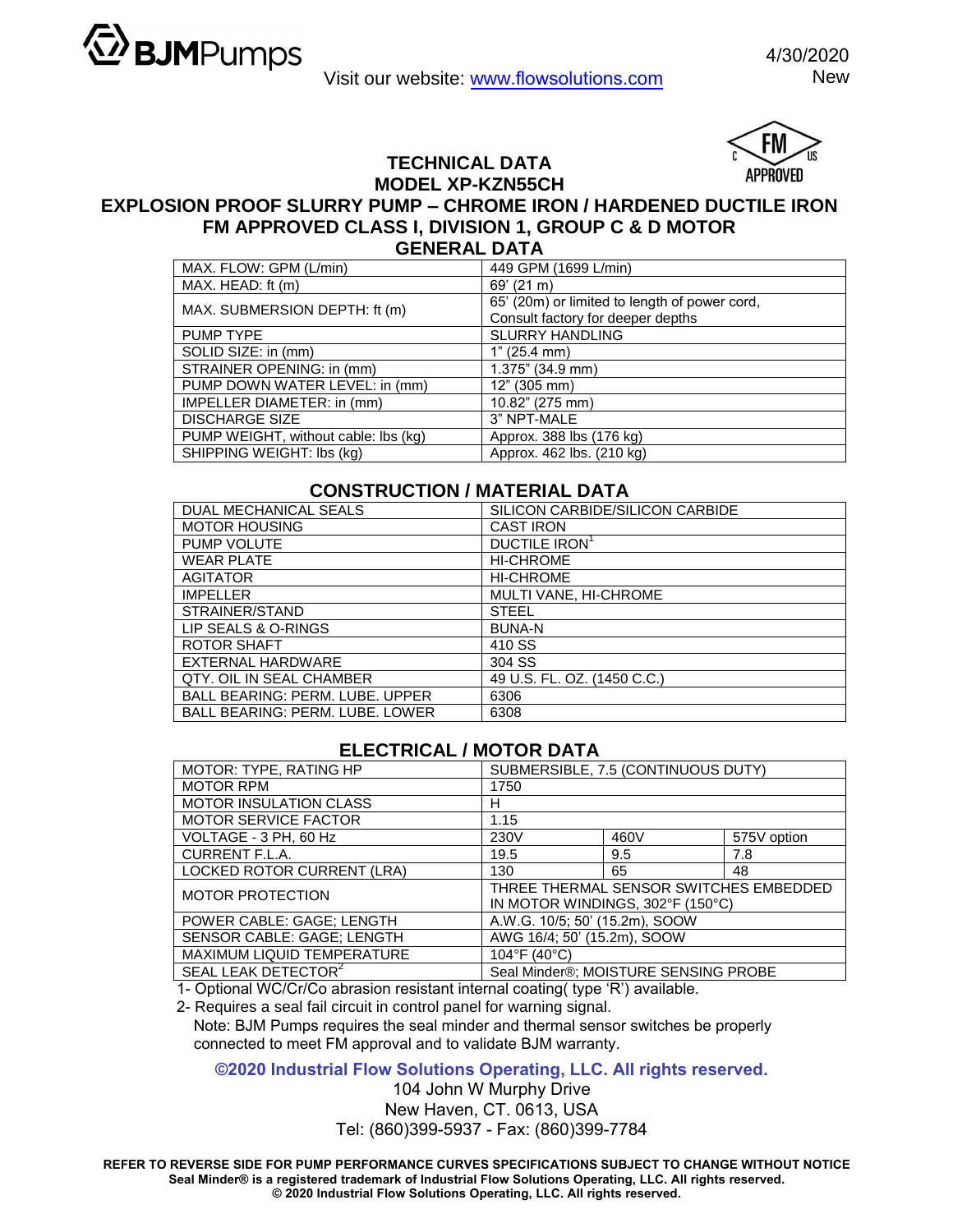BJMPumps

Visit our website: www.flowsolutions.com

4/30/2020
New

FM APPROVED

# TECHNICAL DATA
# MODEL XP-KZN55CH
# EXPLOSION PROOF SLURRY PUMP – CHROME IRON / HARDENED DUCTILE IRON
# FM APPROVED CLASS I, DIVISION 1, GROUP C & D MOTOR

## GENERAL DATA

| | |
|---|---|
| MAX. FLOW: GPM (L/min) | 449 GPM (1699 L/min) |
| MAX. HEAD: ft (m) | 69' (21 m) |
| MAX. SUBMERSION DEPTH: ft (m) | 65' (20m) or limited to length of power cord, Consult factory for deeper depths |
| PUMP TYPE | SLURRY HANDLING |
| SOLID SIZE: in (mm) | 1" (25.4 mm) |
| STRAINER OPENING: in (mm) | 1.375" (34.9 mm) |
| PUMP DOWN WATER LEVEL: in (mm) | 12" (305 mm) |
| IMPELLER DIAMETER: in (mm) | 10.82" (275 mm) |
| DISCHARGE SIZE | 3" NPT-MALE |
| PUMP WEIGHT, without cable: lbs (kg) | Approx. 388 lbs (176 kg) |
| SHIPPING WEIGHT: lbs (kg) | Approx. 462 lbs. (210 kg) |

## CONSTRUCTION / MATERIAL DATA

| | |
|---|---|
| DUAL MECHANICAL SEALS | SILICON CARBIDE/SILICON CARBIDE |
| MOTOR HOUSING | CAST IRON |
| PUMP VOLUTE | DUCTILE IRON[1] |
| WEAR PLATE | HI-CHROME |
| AGITATOR | HI-CHROME |
| IMPELLER | MULTI VANE, HI-CHROME |
| STRAINER/STAND | STEEL |
| LIP SEALS & O-RINGS | BUNA-N |
| ROTOR SHAFT | 410 SS |
| EXTERNAL HARDWARE | 304 SS |
| QTY. OIL IN SEAL CHAMBER | 49 U.S. FL. OZ. (1450 C.C.) |
| BALL BEARING: PERM. LUBE. UPPER | 6306 |
| BALL BEARING: PERM. LUBE. LOWER | 6308 |

## ELECTRICAL / MOTOR DATA

| | | | |
|---|---|---|---|
| MOTOR: TYPE, RATING HP | SUBMERSIBLE, 7.5 (CONTINUOUS DUTY) | | |
| MOTOR RPM | 1750 | | |
| MOTOR INSULATION CLASS | H | | |
| MOTOR SERVICE FACTOR | 1.15 | | |
| VOLTAGE - 3 PH, 60 Hz | 230V | 460V | 575V option |
| CURRENT F.L.A. | 19.5 | 9.5 | 7.8 |
| LOCKED ROTOR CURRENT (LRA) | 130 | 65 | 48 |
| MOTOR PROTECTION | THREE THERMAL SENSOR SWITCHES EMBEDDED IN MOTOR WINDINGS, 302°F (150°C) | | |
| POWER CABLE: GAGE; LENGTH | A.W.G. 10/5; 50' (15.2m), SOOW | | |
| SENSOR CABLE: GAGE; LENGTH | AWG 16/4; 50' (15.2m), SOOW | | |
| MAXIMUM LIQUID TEMPERATURE | 104°F (40°C) | | |
| SEAL LEAK DETECTOR[2] | Seal Minder®; MOISTURE SENSING PROBE | | |

1- Optional WC/Cr/Co abrasion resistant internal coating( type 'R') available.

2- Requires a seal fail circuit in control panel for warning signal.

Note: BJM Pumps requires the seal minder and thermal sensor switches be properly connected to meet FM approval and to validate BJM warranty.

**©2020 Industrial Flow Solutions Operating, LLC. All rights reserved.**

104 John W Murphy Drive
New Haven, CT. 0613, USA
Tel: (860)399-5937 - Fax: (860)399-7784

**REFER TO REVERSE SIDE FOR PUMP PERFORMANCE CURVES SPECIFICATIONS SUBJECT TO CHANGE WITHOUT NOTICE**
**Seal Minder® is a registered trademark of Industrial Flow Solutions Operating, LLC. All rights reserved.**
**© 2020 Industrial Flow Solutions Operating, LLC. All rights reserved.**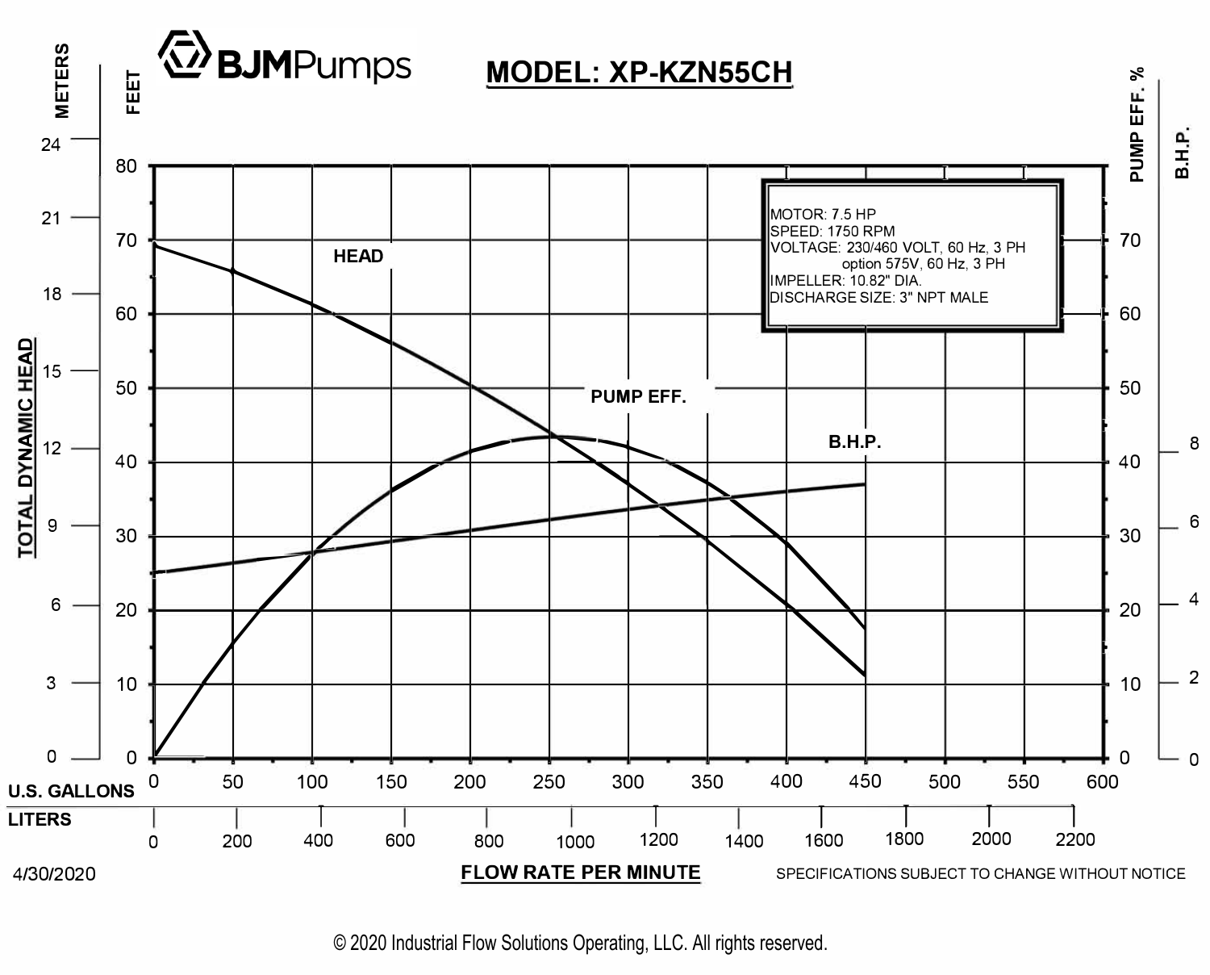BJMPumps

# MODEL: XP-KZN55CH

MOTOR: 7.5 HP
SPEED: 1750 RPM
VOLTAGE: 230/460 VOLT, 60 Hz, 3 PH
option 575V, 60 Hz, 3 PH
IMPELLER: 10.82" DIA.
DISCHARGE SIZE: 3" NPT MALE

METERS
24
21
18
15
12
9
6
3
0

FEET
80
70
60
50
40
30
20
10
0

TOTAL DYNAMIC HEAD

HEAD

PUMP EFF.

B.H.P.

PUMP EFF. %
70
60
50
40
30
20
10
0

B.H.P.
8
6
4
2
0

U.S. GALLONS
0 50 100 150 200 250 300 350 400 450 500 550 600

LITERS
0 200 400 600 800 1000 1200 1400 1600 1800 2000 2200

FLOW RATE PER MINUTE

4/30/2020

SPECIFICATIONS SUBJECT TO CHANGE WITHOUT NOTICE

© 2020 Industrial Flow Solutions Operating, LLC. All rights reserved.